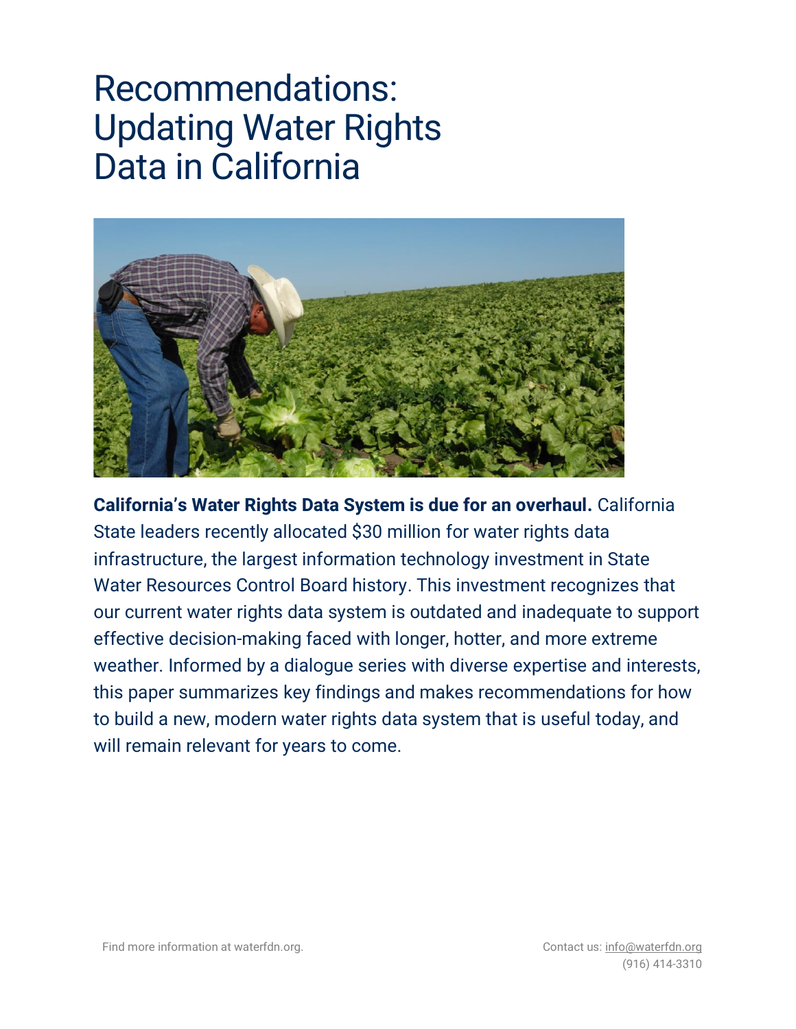# Recommendations: Updating Water Rights Data in California

**California's Water Rights Data System is due for an overhaul.** California State leaders recently allocated $30 million for water rights data infrastructure, the largest information technology investment in State Water Resources Control Board history. This investment recognizes that our current water rights data system is outdated and inadequate to support effective decision-making faced with longer, hotter, and more extreme weather. Informed by a dialogue series with diverse expertise and interests, this paper summarizes key findings and makes recommendations for how to build a new, modern water rights data system that is useful today, and will remain relevant for years to come.

Find more information at waterfdn.org.

Contact us: info@waterfdn.org
(916) 414-3310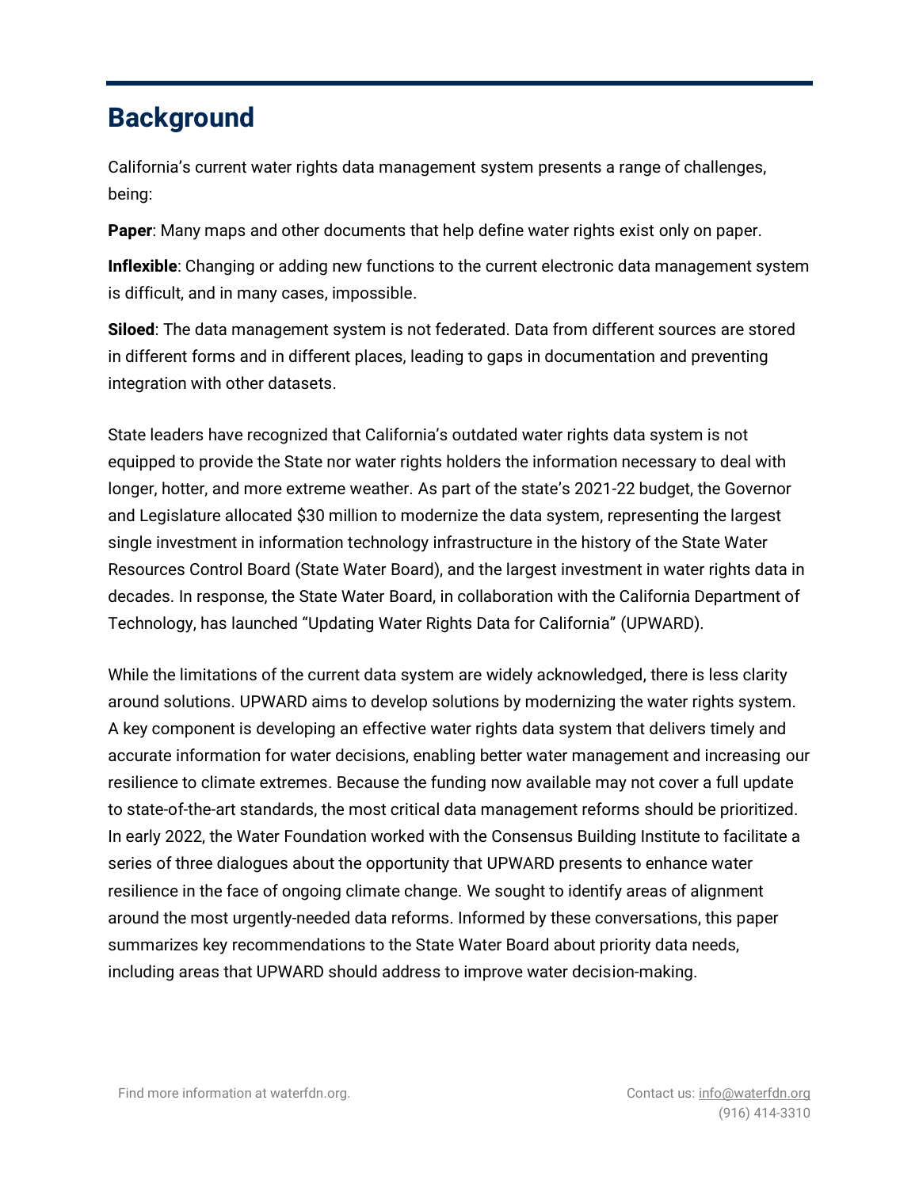## Background

California's current water rights data management system presents a range of challenges, being:

**Paper**: Many maps and other documents that help define water rights exist only on paper.

**Inflexible**: Changing or adding new functions to the current electronic data management system is difficult, and in many cases, impossible.

**Siloed**: The data management system is not federated. Data from different sources are stored in different forms and in different places, leading to gaps in documentation and preventing integration with other datasets.

State leaders have recognized that California's outdated water rights data system is not equipped to provide the State nor water rights holders the information necessary to deal with longer, hotter, and more extreme weather. As part of the state's 2021-22 budget, the Governor and Legislature allocated $30 million to modernize the data system, representing the largest single investment in information technology infrastructure in the history of the State Water Resources Control Board (State Water Board), and the largest investment in water rights data in decades. In response, the State Water Board, in collaboration with the California Department of Technology, has launched "Updating Water Rights Data for California" (UPWARD).

While the limitations of the current data system are widely acknowledged, there is less clarity around solutions. UPWARD aims to develop solutions by modernizing the water rights system. A key component is developing an effective water rights data system that delivers timely and accurate information for water decisions, enabling better water management and increasing our resilience to climate extremes. Because the funding now available may not cover a full update to state-of-the-art standards, the most critical data management reforms should be prioritized. In early 2022, the Water Foundation worked with the Consensus Building Institute to facilitate a series of three dialogues about the opportunity that UPWARD presents to enhance water resilience in the face of ongoing climate change. We sought to identify areas of alignment around the most urgently-needed data reforms. Informed by these conversations, this paper summarizes key recommendations to the State Water Board about priority data needs, including areas that UPWARD should address to improve water decision-making.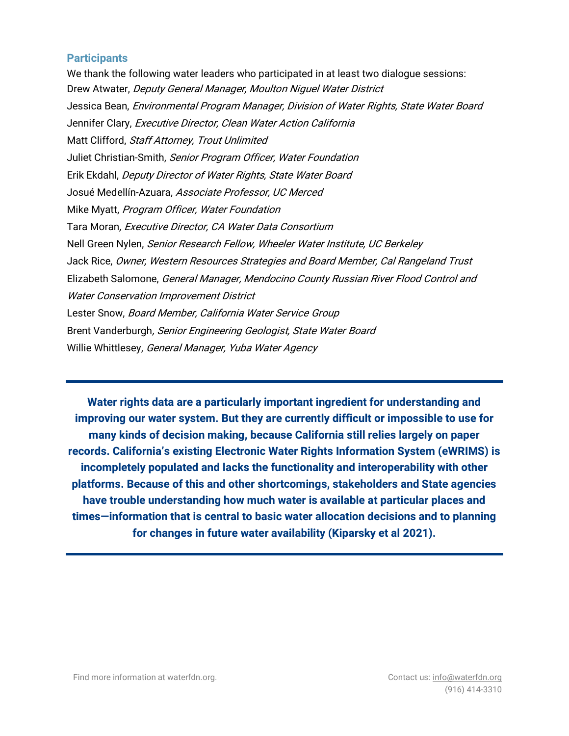### Participants

We thank the following water leaders who participated in at least two dialogue sessions:

Drew Atwater, *Deputy General Manager, Moulton Niguel Water District*
Jessica Bean, *Environmental Program Manager, Division of Water Rights, State Water Board*
Jennifer Clary, *Executive Director, Clean Water Action California*
Matt Clifford, *Staff Attorney, Trout Unlimited*
Juliet Christian-Smith, *Senior Program Officer, Water Foundation*
Erik Ekdahl, *Deputy Director of Water Rights, State Water Board*
Josué Medellín-Azuara, *Associate Professor, UC Merced*
Mike Myatt, *Program Officer, Water Foundation*
Tara Moran*, Executive Director, CA Water Data Consortium*
Nell Green Nylen, *Senior Research Fellow, Wheeler Water Institute, UC Berkeley*
Jack Rice, *Owner, Western Resources Strategies and Board Member, Cal Rangeland Trust*
Elizabeth Salomone, *General Manager, Mendocino County Russian River Flood Control and Water Conservation Improvement District*
Lester Snow, *Board Member, California Water Service Group*
Brent Vanderburgh*, Senior Engineering Geologist, State Water Board*
Willie Whittlesey, *General Manager, Yuba Water Agency*

---

**Water rights data are a particularly important ingredient for understanding and improving our water system. But they are currently difficult or impossible to use for many kinds of decision making, because California still relies largely on paper records. California's existing Electronic Water Rights Information System (eWRIMS) is incompletely populated and lacks the functionality and interoperability with other platforms. Because of this and other shortcomings, stakeholders and State agencies have trouble understanding how much water is available at particular places and times—information that is central to basic water allocation decisions and to planning for changes in future water availability (Kiparsky et al 2021).**

---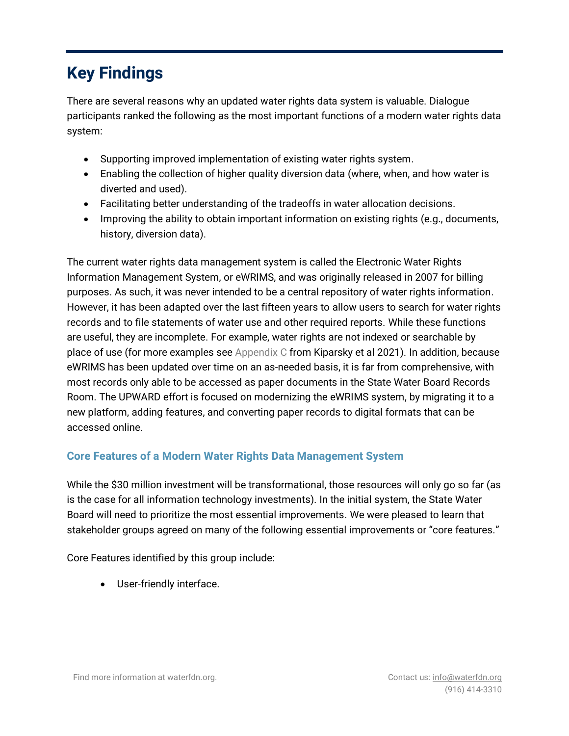# Key Findings

There are several reasons why an updated water rights data system is valuable. Dialogue participants ranked the following as the most important functions of a modern water rights data system:

- Supporting improved implementation of existing water rights system.
- Enabling the collection of higher quality diversion data (where, when, and how water is diverted and used).
- Facilitating better understanding of the tradeoffs in water allocation decisions.
- Improving the ability to obtain important information on existing rights (e.g., documents, history, diversion data).

The current water rights data management system is called the Electronic Water Rights Information Management System, or eWRIMS, and was originally released in 2007 for billing purposes. As such, it was never intended to be a central repository of water rights information. However, it has been adapted over the last fifteen years to allow users to search for water rights records and to file statements of water use and other required reports. While these functions are useful, they are incomplete. For example, water rights are not indexed or searchable by place of use (for more examples see Appendix C from Kiparsky et al 2021). In addition, because eWRIMS has been updated over time on an as-needed basis, it is far from comprehensive, with most records only able to be accessed as paper documents in the State Water Board Records Room. The UPWARD effort is focused on modernizing the eWRIMS system, by migrating it to a new platform, adding features, and converting paper records to digital formats that can be accessed online.

### Core Features of a Modern Water Rights Data Management System

While the $30 million investment will be transformational, those resources will only go so far (as is the case for all information technology investments). In the initial system, the State Water Board will need to prioritize the most essential improvements. We were pleased to learn that stakeholder groups agreed on many of the following essential improvements or "core features."

Core Features identified by this group include:

- User-friendly interface.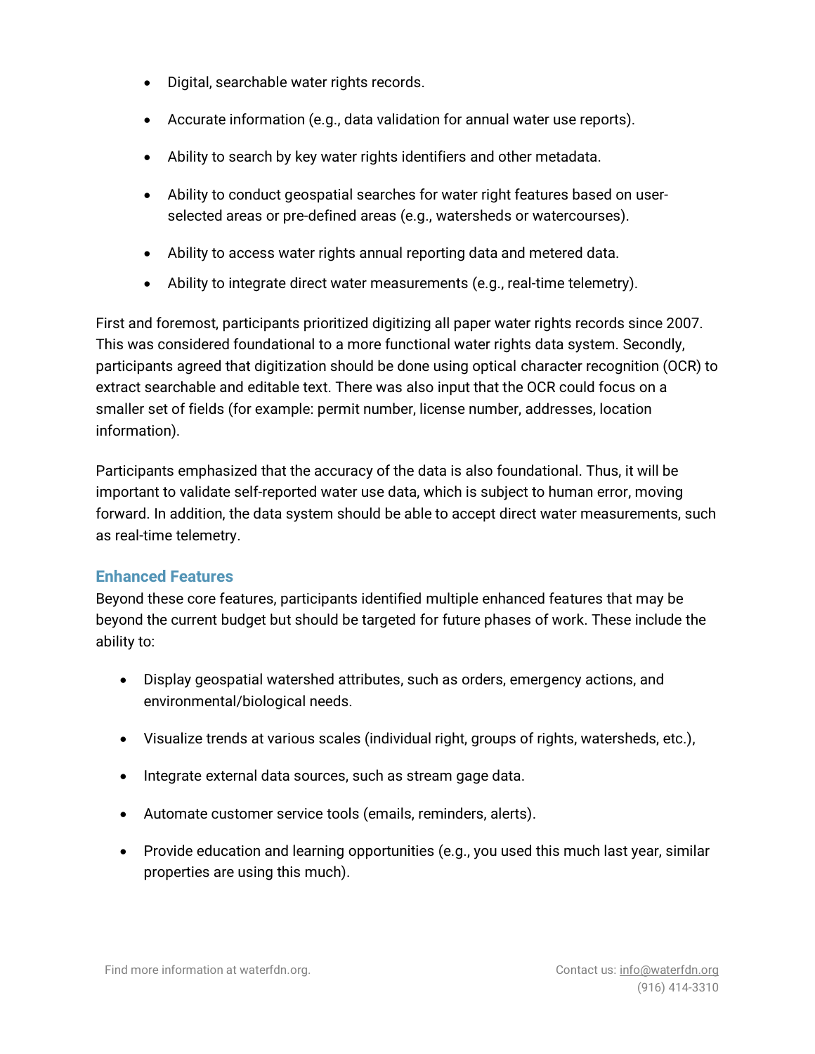- Digital, searchable water rights records.
- Accurate information (e.g., data validation for annual water use reports).
- Ability to search by key water rights identifiers and other metadata.
- Ability to conduct geospatial searches for water right features based on user-selected areas or pre-defined areas (e.g., watersheds or watercourses).
- Ability to access water rights annual reporting data and metered data.
- Ability to integrate direct water measurements (e.g., real-time telemetry).

First and foremost, participants prioritized digitizing all paper water rights records since 2007. This was considered foundational to a more functional water rights data system. Secondly, participants agreed that digitization should be done using optical character recognition (OCR) to extract searchable and editable text. There was also input that the OCR could focus on a smaller set of fields (for example: permit number, license number, addresses, location information).

Participants emphasized that the accuracy of the data is also foundational. Thus, it will be important to validate self-reported water use data, which is subject to human error, moving forward. In addition, the data system should be able to accept direct water measurements, such as real-time telemetry.

### Enhanced Features

Beyond these core features, participants identified multiple enhanced features that may be beyond the current budget but should be targeted for future phases of work. These include the ability to:

- Display geospatial watershed attributes, such as orders, emergency actions, and environmental/biological needs.
- Visualize trends at various scales (individual right, groups of rights, watersheds, etc.),
- Integrate external data sources, such as stream gage data.
- Automate customer service tools (emails, reminders, alerts).
- Provide education and learning opportunities (e.g., you used this much last year, similar properties are using this much).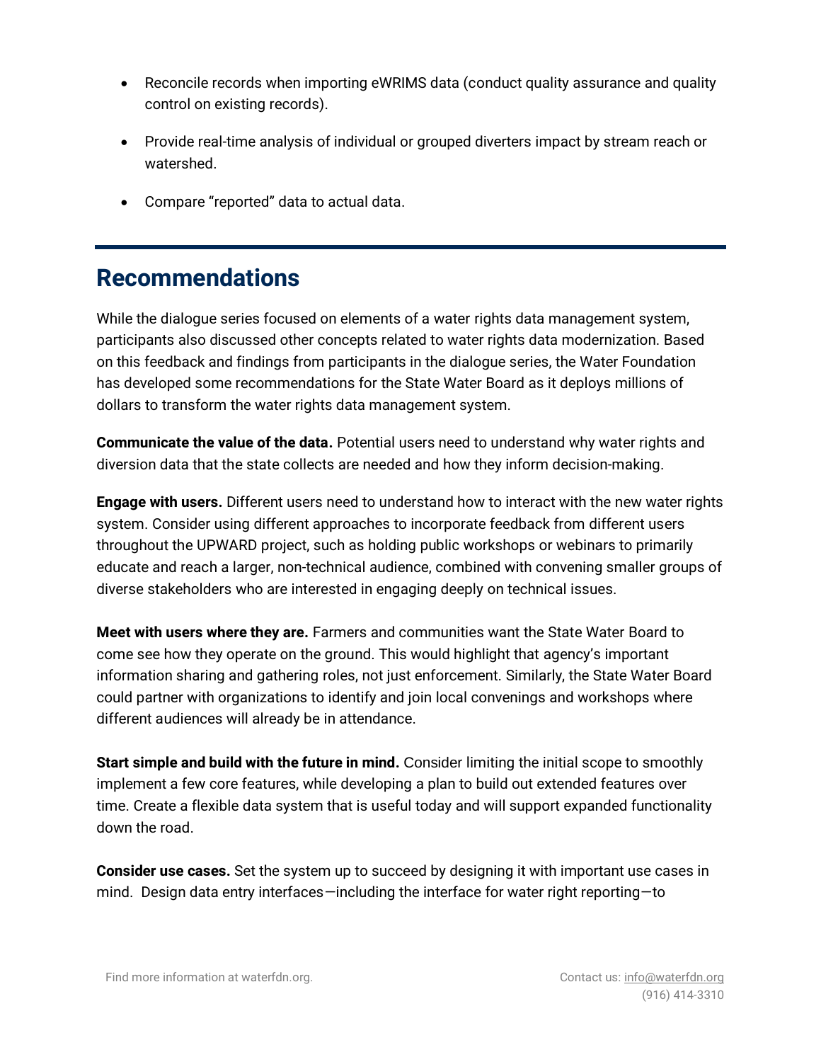- Reconcile records when importing eWRIMS data (conduct quality assurance and quality control on existing records).
- Provide real-time analysis of individual or grouped diverters impact by stream reach or watershed.
- Compare "reported" data to actual data.

## Recommendations

While the dialogue series focused on elements of a water rights data management system, participants also discussed other concepts related to water rights data modernization. Based on this feedback and findings from participants in the dialogue series, the Water Foundation has developed some recommendations for the State Water Board as it deploys millions of dollars to transform the water rights data management system.

**Communicate the value of the data.** Potential users need to understand why water rights and diversion data that the state collects are needed and how they inform decision-making.

**Engage with users.** Different users need to understand how to interact with the new water rights system. Consider using different approaches to incorporate feedback from different users throughout the UPWARD project, such as holding public workshops or webinars to primarily educate and reach a larger, non-technical audience, combined with convening smaller groups of diverse stakeholders who are interested in engaging deeply on technical issues.

**Meet with users where they are.** Farmers and communities want the State Water Board to come see how they operate on the ground. This would highlight that agency's important information sharing and gathering roles, not just enforcement. Similarly, the State Water Board could partner with organizations to identify and join local convenings and workshops where different audiences will already be in attendance.

**Start simple and build with the future in mind.** Consider limiting the initial scope to smoothly implement a few core features, while developing a plan to build out extended features over time. Create a flexible data system that is useful today and will support expanded functionality down the road.

**Consider use cases.** Set the system up to succeed by designing it with important use cases in mind. Design data entry interfaces—including the interface for water right reporting—to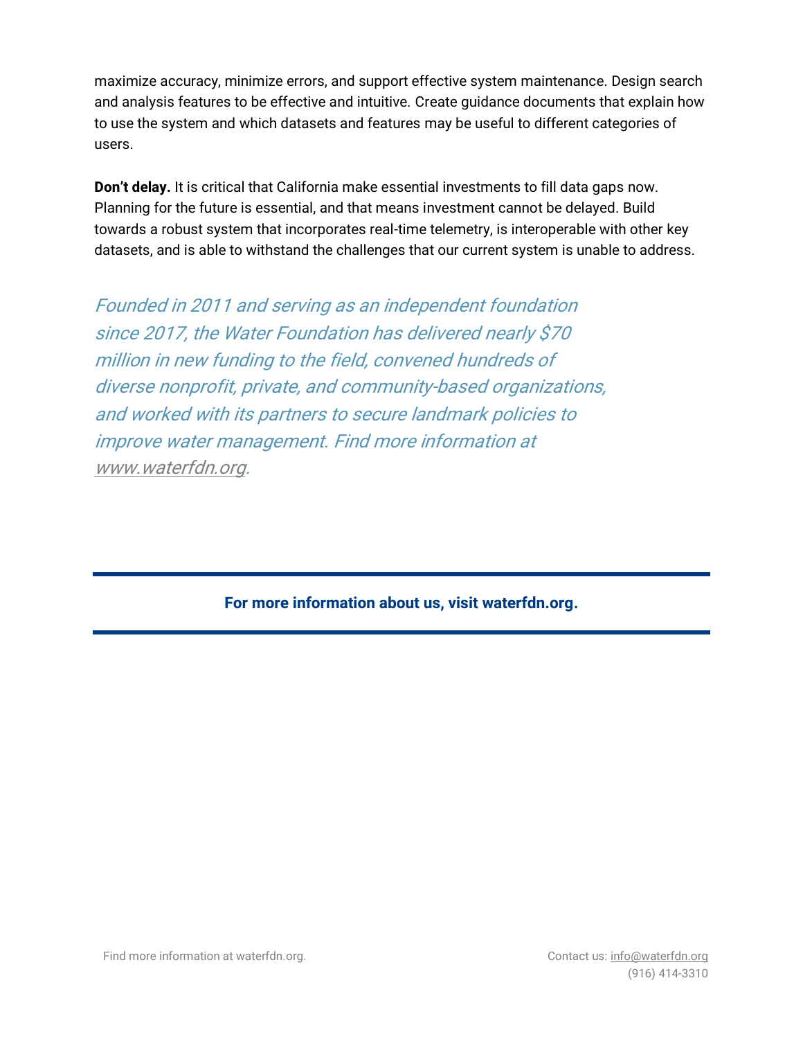maximize accuracy, minimize errors, and support effective system maintenance. Design search and analysis features to be effective and intuitive. Create guidance documents that explain how to use the system and which datasets and features may be useful to different categories of users.

**Don't delay.** It is critical that California make essential investments to fill data gaps now. Planning for the future is essential, and that means investment cannot be delayed. Build towards a robust system that incorporates real-time telemetry, is interoperable with other key datasets, and is able to withstand the challenges that our current system is unable to address.

*Founded in 2011 and serving as an independent foundation since 2017, the Water Foundation has delivered nearly $70 million in new funding to the field, convened hundreds of diverse nonprofit, private, and community-based organizations, and worked with its partners to secure landmark policies to improve water management. Find more information at www.waterfdn.org.*

---

**For more information about us, visit waterfdn.org.**

---